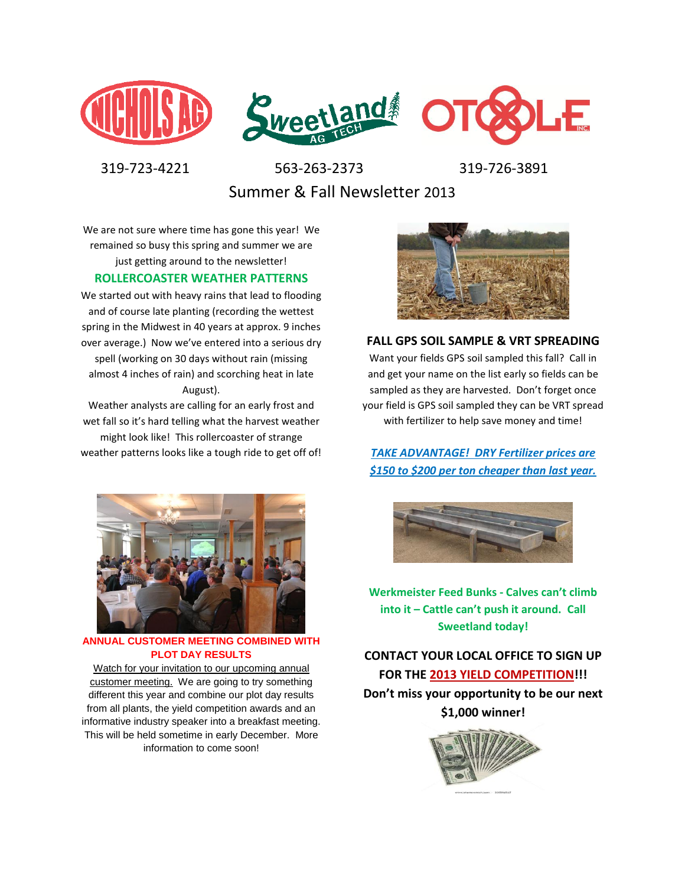319-723-4221 563-263-2373 319-726-3891

# Summer & Fall Newsletter 2013

We are not sure where time has gone this year! We remained so busy this spring and summer we are just getting around to the newsletter!

## ROLLERCOASTER WEATHER PATTERNS

We started out with heavy rains that lead to flooding and of course late planting (recording the wettest spring in the Midwest in 40 years at approx. 9 inches over average.) Now we've entered into a serious dry spell (working on 30 days without rain (missing almost 4 inches of rain) and scorching heat in late August).

Weather analysts are calling for an early frost and wet fall so it's hard telling what the harvest weather might look like! This rollercoaster of strange weather patterns looks like a tough ride to get off of!

## ANNUAL CUSTOMER MEETING COMBINED WITH PLOT DAY RESULTS

Watch for your invitation to our upcoming annual customer meeting. We are going to try something different this year and combine our plot day results from all plants, the yield competition awards and an informative industry speaker into a breakfast meeting. This will be held sometime in early December. More information to come soon!

## FALL GPS SOIL SAMPLE & VRT SPREADING

Want your fields GPS soil sampled this fall? Call in and get your name on the list early so fields can be sampled as they are harvested. Don't forget once your field is GPS soil sampled they can be VRT spread with fertilizer to help save money and time!

***TAKE ADVANTAGE! DRY Fertilizer prices are $150 to $200 per ton cheaper than last year.***

**Werkmeister Feed Bunks - Calves can't climb into it – Cattle can't push it around. Call Sweetland today!**

**CONTACT YOUR LOCAL OFFICE TO SIGN UP FOR THE 2013 YIELD COMPETITION!!! Don't miss your opportunity to be our next $1,000 winner!**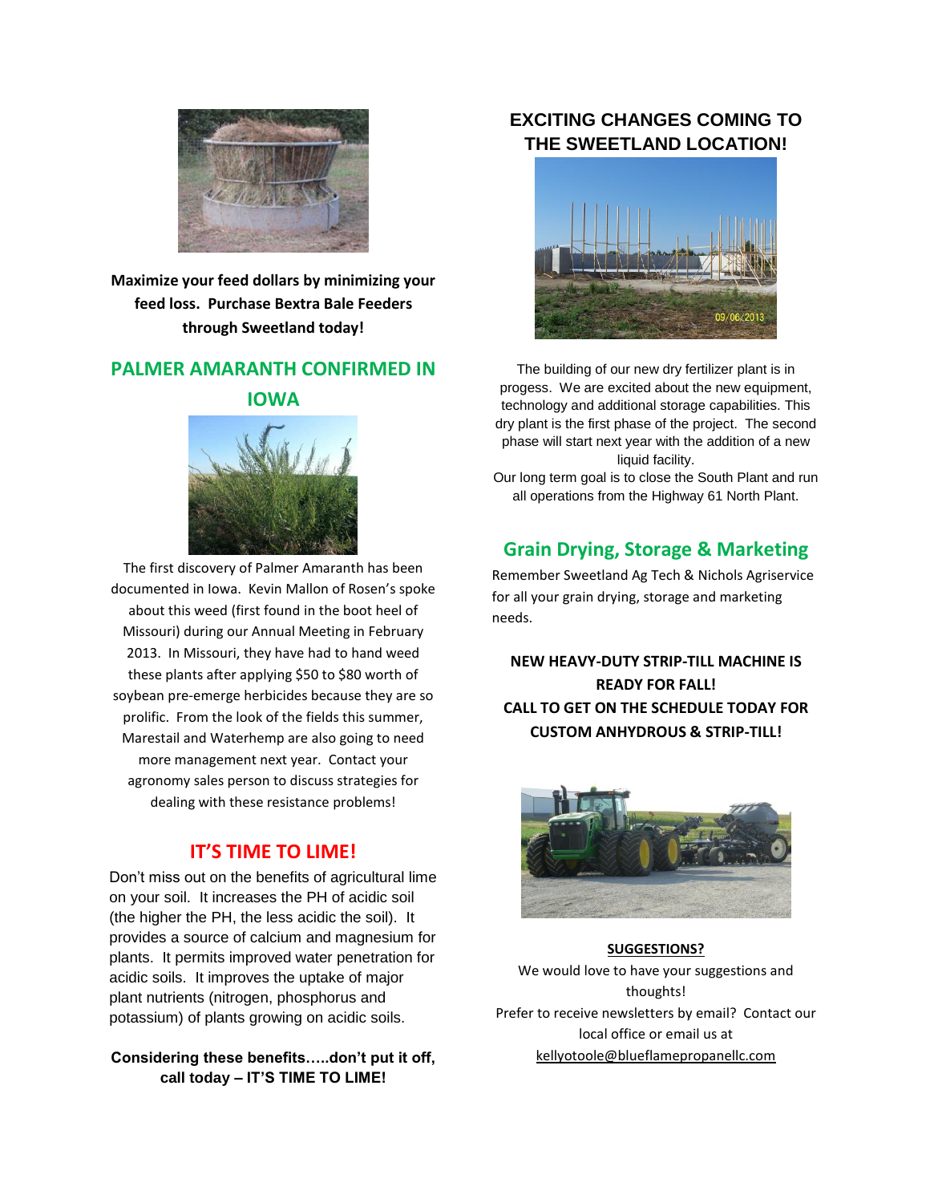**Maximize your feed dollars by minimizing your feed loss. Purchase Bextra Bale Feeders through Sweetland today!**

## PALMER AMARANTH CONFIRMED IN IOWA

The first discovery of Palmer Amaranth has been documented in Iowa. Kevin Mallon of Rosen's spoke about this weed (first found in the boot heel of Missouri) during our Annual Meeting in February 2013. In Missouri, they have had to hand weed these plants after applying $50 to $80 worth of soybean pre-emerge herbicides because they are so prolific. From the look of the fields this summer, Marestail and Waterhemp are also going to need more management next year. Contact your agronomy sales person to discuss strategies for dealing with these resistance problems!

## IT'S TIME TO LIME!

Don't miss out on the benefits of agricultural lime on your soil. It increases the PH of acidic soil (the higher the PH, the less acidic the soil). It provides a source of calcium and magnesium for plants. It permits improved water penetration for acidic soils. It improves the uptake of major plant nutrients (nitrogen, phosphorus and potassium) of plants growing on acidic soils.

**Considering these benefits…..don't put it off, call today – IT'S TIME TO LIME!**

## EXCITING CHANGES COMING TO THE SWEETLAND LOCATION!

09/06/2013

The building of our new dry fertilizer plant is in progess. We are excited about the new equipment, technology and additional storage capabilities. This dry plant is the first phase of the project. The second phase will start next year with the addition of a new liquid facility.

Our long term goal is to close the South Plant and run all operations from the Highway 61 North Plant.

## Grain Drying, Storage & Marketing

Remember Sweetland Ag Tech & Nichols Agriservice for all your grain drying, storage and marketing needs.

**NEW HEAVY-DUTY STRIP-TILL MACHINE IS READY FOR FALL!**
**CALL TO GET ON THE SCHEDULE TODAY FOR CUSTOM ANHYDROUS & STRIP-TILL!**

**SUGGESTIONS?**

We would love to have your suggestions and thoughts!

Prefer to receive newsletters by email? Contact our local office or email us at kellyotoole@blueflamepropanellc.com